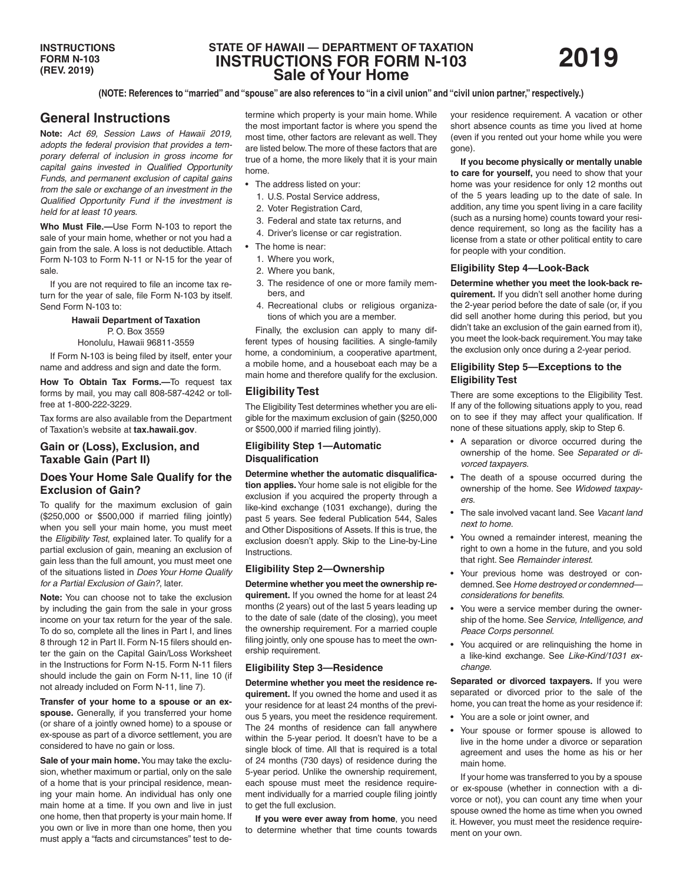# STATE OF HAWAII — DEPARTMENT OF TAXATION
# INSTRUCTIONS FOR FORM N-103
## Sale of Your Home

**INSTRUCTIONS FORM N-103 (REV. 2019)**

**2019**

**(NOTE: References to "married" and "spouse" are also references to "in a civil union" and "civil union partner," respectively.)**

## General Instructions

**Note:** *Act 69, Session Laws of Hawaii 2019, adopts the federal provision that provides a temporary deferral of inclusion in gross income for capital gains invested in Qualified Opportunity Funds, and permanent exclusion of capital gains from the sale or exchange of an investment in the Qualified Opportunity Fund if the investment is held for at least 10 years.*

**Who Must File.—**Use Form N-103 to report the sale of your main home, whether or not you had a gain from the sale. A loss is not deductible. Attach Form N-103 to Form N-11 or N-15 for the year of sale.

If you are not required to file an income tax return for the year of sale, file Form N-103 by itself. Send Form N-103 to:

**Hawaii Department of Taxation**
P. O. Box 3559
Honolulu, Hawaii 96811-3559

If Form N-103 is being filed by itself, enter your name and address and sign and date the form.

**How To Obtain Tax Forms.—**To request tax forms by mail, you may call 808-587-4242 or toll-free at 1-800-222-3229.

Tax forms are also available from the Department of Taxation's website at **tax.hawaii.gov**.

## Gain or (Loss), Exclusion, and Taxable Gain (Part II)

## Does Your Home Sale Qualify for the Exclusion of Gain?

To qualify for the maximum exclusion of gain ($250,000 or $500,000 if married filing jointly) when you sell your main home, you must meet the *Eligibility Test*, explained later. To qualify for a partial exclusion of gain, meaning an exclusion of gain less than the full amount, you must meet one of the situations listed in *Does Your Home Qualify for a Partial Exclusion of Gain?*, later.

**Note:** You can choose not to take the exclusion by including the gain from the sale in your gross income on your tax return for the year of the sale. To do so, complete all the lines in Part I, and lines 8 through 12 in Part II. Form N-15 filers should enter the gain on the Capital Gain/Loss Worksheet in the Instructions for Form N-15. Form N-11 filers should include the gain on Form N-11, line 10 (if not already included on Form N-11, line 7).

**Transfer of your home to a spouse or an ex-spouse.** Generally, if you transferred your home (or share of a jointly owned home) to a spouse or ex-spouse as part of a divorce settlement, you are considered to have no gain or loss.

**Sale of your main home.** You may take the exclusion, whether maximum or partial, only on the sale of a home that is your principal residence, meaning your main home. An individual has only one main home at a time. If you own and live in just one home, then that property is your main home. If you own or live in more than one home, then you must apply a "facts and circumstances" test to determine which property is your main home. While the most important factor is where you spend the most time, other factors are relevant as well. They are listed below. The more of these factors that are true of a home, the more likely that it is your main home.

- The address listed on your:
  1. U.S. Postal Service address,
  2. Voter Registration Card,
  3. Federal and state tax returns, and
  4. Driver's license or car registration.
- The home is near:
  1. Where you work,
  2. Where you bank,
  3. The residence of one or more family members, and
  4. Recreational clubs or religious organizations of which you are a member.

Finally, the exclusion can apply to many different types of housing facilities. A single-family home, a condominium, a cooperative apartment, a mobile home, and a houseboat each may be a main home and therefore qualify for the exclusion.

## Eligibility Test

The Eligibility Test determines whether you are eligible for the maximum exclusion of gain ($250,000 or $500,000 if married filing jointly).

### Eligibility Step 1—Automatic Disqualification

**Determine whether the automatic disqualification applies.** Your home sale is not eligible for the exclusion if you acquired the property through a like-kind exchange (1031 exchange), during the past 5 years. See federal Publication 544, Sales and Other Dispositions of Assets. If this is true, the exclusion doesn't apply. Skip to the Line-by-Line Instructions.

### Eligibility Step 2—Ownership

**Determine whether you meet the ownership requirement.** If you owned the home for at least 24 months (2 years) out of the last 5 years leading up to the date of sale (date of the closing), you meet the ownership requirement. For a married couple filing jointly, only one spouse has to meet the ownership requirement.

### Eligibility Step 3—Residence

**Determine whether you meet the residence requirement.** If you owned the home and used it as your residence for at least 24 months of the previous 5 years, you meet the residence requirement. The 24 months of residence can fall anywhere within the 5-year period. It doesn't have to be a single block of time. All that is required is a total of 24 months (730 days) of residence during the 5-year period. Unlike the ownership requirement, each spouse must meet the residence requirement individually for a married couple filing jointly to get the full exclusion.

**If you were ever away from home**, you need to determine whether that time counts towards your residence requirement. A vacation or other short absence counts as time you lived at home (even if you rented out your home while you were gone).

**If you become physically or mentally unable to care for yourself,** you need to show that your home was your residence for only 12 months out of the 5 years leading up to the date of sale. In addition, any time you spent living in a care facility (such as a nursing home) counts toward your residence requirement, so long as the facility has a license from a state or other political entity to care for people with your condition.

### Eligibility Step 4—Look-Back

**Determine whether you meet the look-back requirement.** If you didn't sell another home during the 2-year period before the date of sale (or, if you did sell another home during this period, but you didn't take an exclusion of the gain earned from it), you meet the look-back requirement. You may take the exclusion only once during a 2-year period.

### Eligibility Step 5—Exceptions to the Eligibility Test

There are some exceptions to the Eligibility Test. If any of the following situations apply to you, read on to see if they may affect your qualification. If none of these situations apply, skip to Step 6.

- A separation or divorce occurred during the ownership of the home. See *Separated or divorced taxpayers*.
- The death of a spouse occurred during the ownership of the home. See *Widowed taxpayers*.
- The sale involved vacant land. See *Vacant land next to home*.
- You owned a remainder interest, meaning the right to own a home in the future, and you sold that right. See *Remainder interest*.
- Your previous home was destroyed or condemned. See *Home destroyed or condemned—considerations for benefits*.
- You were a service member during the ownership of the home. See *Service, Intelligence, and Peace Corps personnel*.
- You acquired or are relinquishing the home in a like-kind exchange. See *Like-Kind/1031 exchange*.

**Separated or divorced taxpayers.** If you were separated or divorced prior to the sale of the home, you can treat the home as your residence if:

- You are a sole or joint owner, and
- Your spouse or former spouse is allowed to live in the home under a divorce or separation agreement and uses the home as his or her main home.

If your home was transferred to you by a spouse or ex-spouse (whether in connection with a divorce or not), you can count any time when your spouse owned the home as time when you owned it. However, you must meet the residence requirement on your own.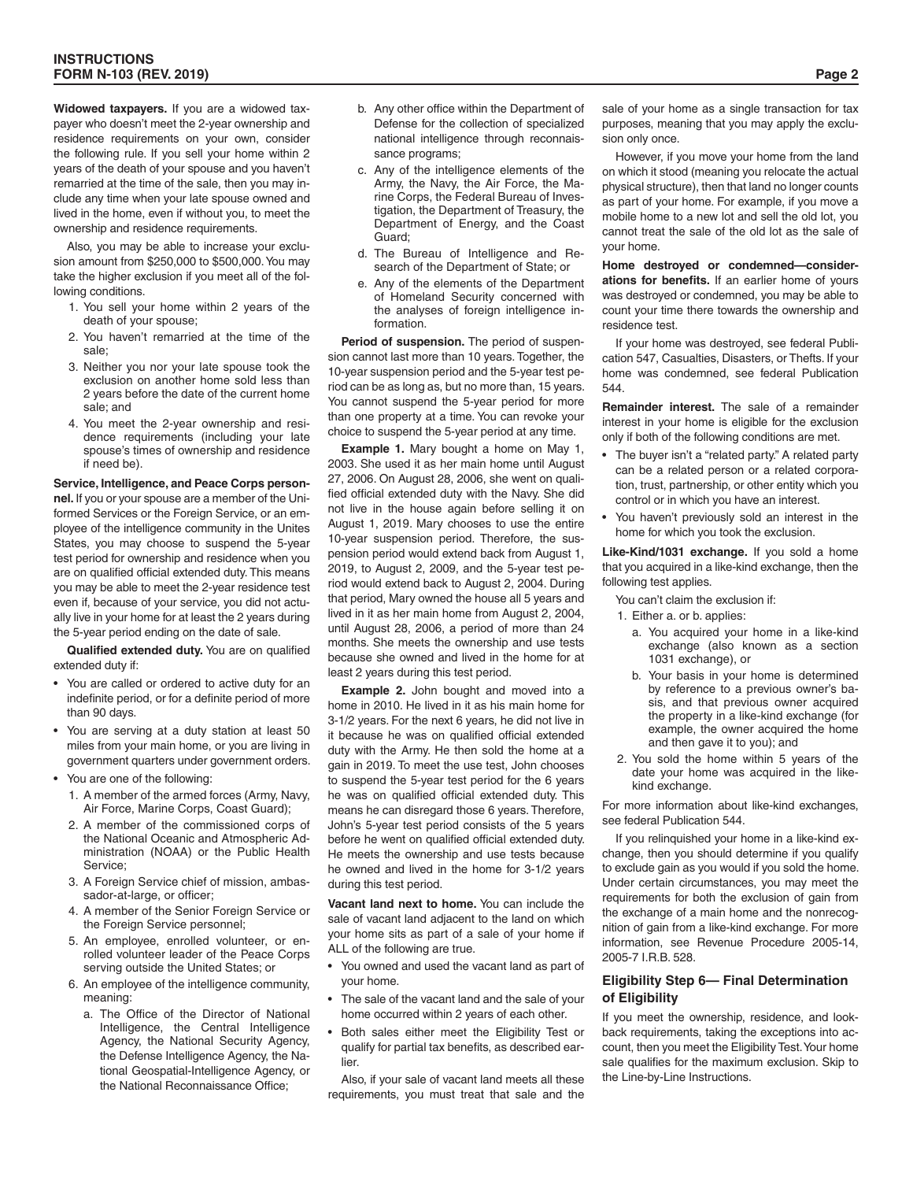**Widowed taxpayers.** If you are a widowed taxpayer who doesn't meet the 2-year ownership and residence requirements on your own, consider the following rule. If you sell your home within 2 years of the death of your spouse and you haven't remarried at the time of the sale, then you may include any time when your late spouse owned and lived in the home, even if without you, to meet the ownership and residence requirements.

Also, you may be able to increase your exclusion amount from $250,000 to $500,000. You may take the higher exclusion if you meet all of the following conditions.

1. You sell your home within 2 years of the death of your spouse;
2. You haven't remarried at the time of the sale;
3. Neither you nor your late spouse took the exclusion on another home sold less than 2 years before the date of the current home sale; and
4. You meet the 2-year ownership and residence requirements (including your late spouse's times of ownership and residence if need be).

**Service, Intelligence, and Peace Corps personnel.** If you or your spouse are a member of the Uniformed Services or the Foreign Service, or an employee of the intelligence community in the Unites States, you may choose to suspend the 5-year test period for ownership and residence when you are on qualified official extended duty. This means you may be able to meet the 2-year residence test even if, because of your service, you did not actually live in your home for at least the 2 years during the 5-year period ending on the date of sale.

**Qualified extended duty.** You are on qualified extended duty if:

- You are called or ordered to active duty for an indefinite period, or for a definite period of more than 90 days.
- You are serving at a duty station at least 50 miles from your main home, or you are living in government quarters under government orders.
- You are one of the following:
  1. A member of the armed forces (Army, Navy, Air Force, Marine Corps, Coast Guard);
  2. A member of the commissioned corps of the National Oceanic and Atmospheric Administration (NOAA) or the Public Health Service;
  3. A Foreign Service chief of mission, ambassador-at-large, or officer;
  4. A member of the Senior Foreign Service or the Foreign Service personnel;
  5. An employee, enrolled volunteer, or enrolled volunteer leader of the Peace Corps serving outside the United States; or
  6. An employee of the intelligence community, meaning:
     a. The Office of the Director of National Intelligence, the Central Intelligence Agency, the National Security Agency, the Defense Intelligence Agency, the National Geospatial-Intelligence Agency, or the National Reconnaissance Office;
     b. Any other office within the Department of Defense for the collection of specialized national intelligence through reconnaissance programs;
     c. Any of the intelligence elements of the Army, the Navy, the Air Force, the Marine Corps, the Federal Bureau of Investigation, the Department of Treasury, the Department of Energy, and the Coast Guard;
     d. The Bureau of Intelligence and Research of the Department of State; or
     e. Any of the elements of the Department of Homeland Security concerned with the analyses of foreign intelligence information.

**Period of suspension.** The period of suspension cannot last more than 10 years. Together, the 10-year suspension period and the 5-year test period can be as long as, but no more than, 15 years. You cannot suspend the 5-year period for more than one property at a time. You can revoke your choice to suspend the 5-year period at any time.

**Example 1.** Mary bought a home on May 1, 2003. She used it as her main home until August 27, 2006. On August 28, 2006, she went on qualified official extended duty with the Navy. She did not live in the house again before selling it on August 1, 2019. Mary chooses to use the entire 10-year suspension period. Therefore, the suspension period would extend back from August 1, 2019, to August 2, 2009, and the 5-year test period would extend back to August 2, 2004. During that period, Mary owned the house all 5 years and lived in it as her main home from August 2, 2004, until August 28, 2006, a period of more than 24 months. She meets the ownership and use tests because she owned and lived in the home for at least 2 years during this test period.

**Example 2.** John bought and moved into a home in 2010. He lived in it as his main home for 3-1/2 years. For the next 6 years, he did not live in it because he was on qualified official extended duty with the Army. He then sold the home at a gain in 2019. To meet the use test, John chooses to suspend the 5-year test period for the 6 years he was on qualified official extended duty. This means he can disregard those 6 years. Therefore, John's 5-year test period consists of the 5 years before he went on qualified official extended duty. He meets the ownership and use tests because he owned and lived in the home for 3-1/2 years during this test period.

**Vacant land next to home.** You can include the sale of vacant land adjacent to the land on which your home sits as part of a sale of your home if ALL of the following are true.

- You owned and used the vacant land as part of your home.
- The sale of the vacant land and the sale of your home occurred within 2 years of each other.
- Both sales either meet the Eligibility Test or qualify for partial tax benefits, as described earlier.

Also, if your sale of vacant land meets all these requirements, you must treat that sale and the sale of your home as a single transaction for tax purposes, meaning that you may apply the exclusion only once.

However, if you move your home from the land on which it stood (meaning you relocate the actual physical structure), then that land no longer counts as part of your home. For example, if you move a mobile home to a new lot and sell the old lot, you cannot treat the sale of the old lot as the sale of your home.

**Home destroyed or condemned—considerations for benefits.** If an earlier home of yours was destroyed or condemned, you may be able to count your time there towards the ownership and residence test.

If your home was destroyed, see federal Publication 547, Casualties, Disasters, or Thefts. If your home was condemned, see federal Publication 544.

**Remainder interest.** The sale of a remainder interest in your home is eligible for the exclusion only if both of the following conditions are met.

- The buyer isn't a "related party." A related party can be a related person or a related corporation, trust, partnership, or other entity which you control or in which you have an interest.
- You haven't previously sold an interest in the home for which you took the exclusion.

**Like-Kind/1031 exchange.** If you sold a home that you acquired in a like-kind exchange, then the following test applies.

You can't claim the exclusion if:

1. Either a. or b. applies:
   a. You acquired your home in a like-kind exchange (also known as a section 1031 exchange), or
   b. Your basis in your home is determined by reference to a previous owner's basis, and that previous owner acquired the property in a like-kind exchange (for example, the owner acquired the home and then gave it to you); and
2. You sold the home within 5 years of the date your home was acquired in the like-kind exchange.

For more information about like-kind exchanges, see federal Publication 544.

If you relinquished your home in a like-kind exchange, then you should determine if you qualify to exclude gain as you would if you sold the home. Under certain circumstances, you may meet the requirements for both the exclusion of gain from the exchange of a main home and the nonrecognition of gain from a like-kind exchange. For more information, see Revenue Procedure 2005-14, 2005-7 I.R.B. 528.

## Eligibility Step 6— Final Determination of Eligibility

If you meet the ownership, residence, and look-back requirements, taking the exceptions into account, then you meet the Eligibility Test. Your home sale qualifies for the maximum exclusion. Skip to the Line-by-Line Instructions.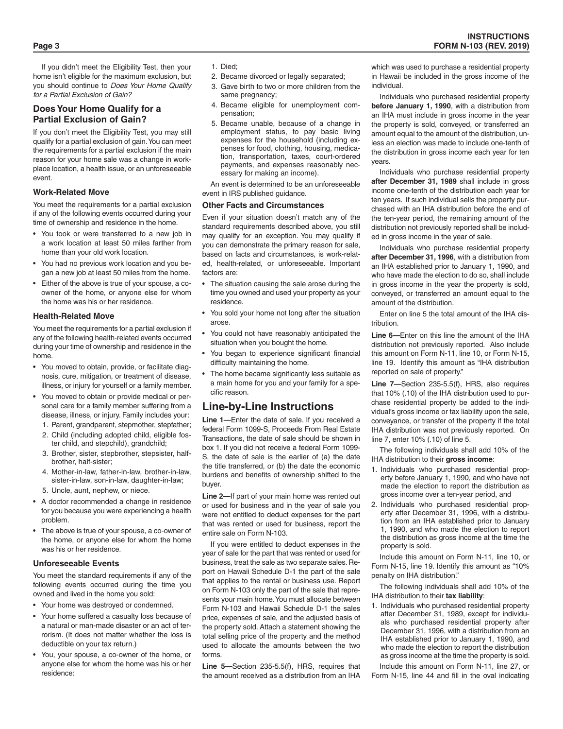If you didn't meet the Eligibility Test, then your home isn't eligible for the maximum exclusion, but you should continue to *Does Your Home Qualify for a Partial Exclusion of Gain?*

## Does Your Home Qualify for a Partial Exclusion of Gain?

If you don't meet the Eligibility Test, you may still qualify for a partial exclusion of gain. You can meet the requirements for a partial exclusion if the main reason for your home sale was a change in workplace location, a health issue, or an unforeseeable event.

### Work-Related Move

You meet the requirements for a partial exclusion if any of the following events occurred during your time of ownership and residence in the home.

- You took or were transferred to a new job in a work location at least 50 miles farther from home than your old work location.
- You had no previous work location and you began a new job at least 50 miles from the home.
- Either of the above is true of your spouse, a co-owner of the home, or anyone else for whom the home was his or her residence.

### Health-Related Move

You meet the requirements for a partial exclusion if any of the following health-related events occurred during your time of ownership and residence in the home.

- You moved to obtain, provide, or facilitate diagnosis, cure, mitigation, or treatment of disease, illness, or injury for yourself or a family member.
- You moved to obtain or provide medical or personal care for a family member suffering from a disease, illness, or injury. Family includes your:
  1. Parent, grandparent, stepmother, stepfather;
  2. Child (including adopted child, eligible foster child, and stepchild), grandchild;
  3. Brother, sister, stepbrother, stepsister, half-brother, half-sister;
  4. Mother-in-law, father-in-law, brother-in-law, sister-in-law, son-in-law, daughter-in-law;
  5. Uncle, aunt, nephew, or niece.
- A doctor recommended a change in residence for you because you were experiencing a health problem.
- The above is true of your spouse, a co-owner of the home, or anyone else for whom the home was his or her residence.

### Unforeseeable Events

You meet the standard requirements if any of the following events occurred during the time you owned and lived in the home you sold:

- Your home was destroyed or condemned.
- Your home suffered a casualty loss because of a natural or man-made disaster or an act of terrorism. (It does not matter whether the loss is deductible on your tax return.)
- You, your spouse, a co-owner of the home, or anyone else for whom the home was his or her residence:
  1. Died;
  2. Became divorced or legally separated;
  3. Gave birth to two or more children from the same pregnancy;
  4. Became eligible for unemployment compensation;
  5. Became unable, because of a change in employment status, to pay basic living expenses for the household (including expenses for food, clothing, housing, medication, transportation, taxes, court-ordered payments, and expenses reasonably necessary for making an income).

An event is determined to be an unforeseeable event in IRS published guidance.

### Other Facts and Circumstances

Even if your situation doesn't match any of the standard requirements described above, you still may qualify for an exception. You may qualify if you can demonstrate the primary reason for sale, based on facts and circumstances, is work-related, health-related, or unforeseeable. Important factors are:

- The situation causing the sale arose during the time you owned and used your property as your residence.
- You sold your home not long after the situation arose.
- You could not have reasonably anticipated the situation when you bought the home.
- You began to experience significant financial difficulty maintaining the home.
- The home became significantly less suitable as a main home for you and your family for a specific reason.

## Line-by-Line Instructions

**Line 1—**Enter the date of sale. If you received a federal Form 1099-S, Proceeds From Real Estate Transactions, the date of sale should be shown in box 1. If you did not receive a federal Form 1099-S, the date of sale is the earlier of (a) the date the title transferred, or (b) the date the economic burdens and benefits of ownership shifted to the buyer.

**Line 2—**If part of your main home was rented out or used for business and in the year of sale you were not entitled to deduct expenses for the part that was rented or used for business, report the entire sale on Form N-103.

If you were entitled to deduct expenses in the year of sale for the part that was rented or used for business, treat the sale as two separate sales. Report on Hawaii Schedule D-1 the part of the sale that applies to the rental or business use. Report on Form N-103 only the part of the sale that represents your main home. You must allocate between Form N-103 and Hawaii Schedule D-1 the sales price, expenses of sale, and the adjusted basis of the property sold. Attach a statement showing the total selling price of the property and the method used to allocate the amounts between the two forms.

**Line 5—**Section 235-5.5(f), HRS, requires that the amount received as a distribution from an IHA which was used to purchase a residential property in Hawaii be included in the gross income of the individual.

Individuals who purchased residential property **before January 1, 1990**, with a distribution from an IHA must include in gross income in the year the property is sold, conveyed, or transferred an amount equal to the amount of the distribution, unless an election was made to include one-tenth of the distribution in gross income each year for ten years.

Individuals who purchase residential property **after December 31, 1989** shall include in gross income one-tenth of the distribution each year for ten years. If such individual sells the property purchased with an IHA distribution before the end of the ten-year period, the remaining amount of the distribution not previously reported shall be included in gross income in the year of sale.

Individuals who purchase residential property **after December 31, 1996**, with a distribution from an IHA established prior to January 1, 1990, and who have made the election to do so, shall include in gross income in the year the property is sold, conveyed, or transferred an amount equal to the amount of the distribution.

Enter on line 5 the total amount of the IHA distribution.

**Line 6—**Enter on this line the amount of the IHA distribution not previously reported. Also include this amount on Form N-11, line 10, or Form N-15, line 19. Identify this amount as "IHA distribution reported on sale of property."

**Line 7—**Section 235-5.5(f), HRS, also requires that 10% (.10) of the IHA distribution used to purchase residential property be added to the individual's gross income or tax liability upon the sale, conveyance, or transfer of the property if the total IHA distribution was not previously reported. On line 7, enter 10% (.10) of line 5.

The following individuals shall add 10% of the IHA distribution to their **gross income**:

1. Individuals who purchased residential property before January 1, 1990, and who have not made the election to report the distribution as gross income over a ten-year period, and
2. Individuals who purchased residential property after December 31, 1996, with a distribution from an IHA established prior to January 1, 1990, and who made the election to report the distribution as gross income at the time the property is sold.

Include this amount on Form N-11, line 10, or Form N-15, line 19. Identify this amount as "10% penalty on IHA distribution."

The following individuals shall add 10% of the IHA distribution to their **tax liability**:

1. Individuals who purchased residential property after December 31, 1989, except for individuals who purchased residential property after December 31, 1996, with a distribution from an IHA established prior to January 1, 1990, and who made the election to report the distribution as gross income at the time the property is sold.

Include this amount on Form N-11, line 27, or Form N-15, line 44 and fill in the oval indicating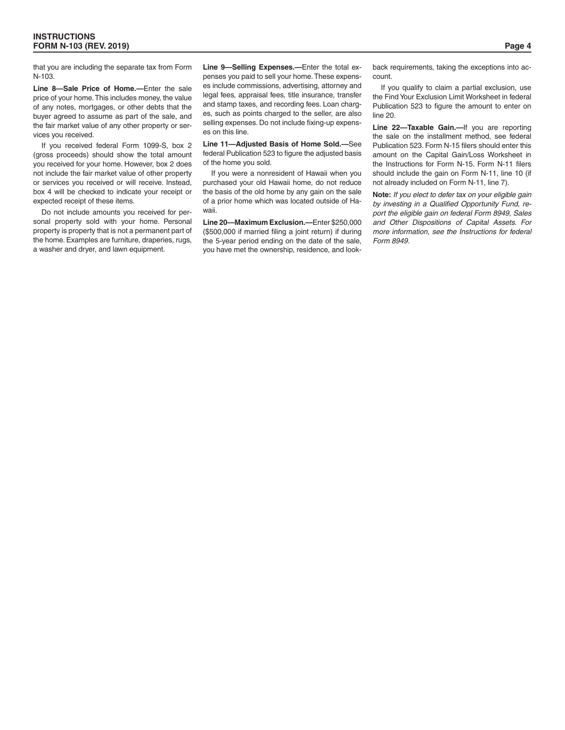that you are including the separate tax from Form N-103.

**Line 8—Sale Price of Home.—**Enter the sale price of your home. This includes money, the value of any notes, mortgages, or other debts that the buyer agreed to assume as part of the sale, and the fair market value of any other property or services you received.

If you received federal Form 1099-S, box 2 (gross proceeds) should show the total amount you received for your home. However, box 2 does not include the fair market value of other property or services you received or will receive. Instead, box 4 will be checked to indicate your receipt or expected receipt of these items.

Do not include amounts you received for personal property sold with your home. Personal property is property that is not a permanent part of the home. Examples are furniture, draperies, rugs, a washer and dryer, and lawn equipment.

**Line 9—Selling Expenses.—**Enter the total expenses you paid to sell your home. These expenses include commissions, advertising, attorney and legal fees, appraisal fees, title insurance, transfer and stamp taxes, and recording fees. Loan charges, such as points charged to the seller, are also selling expenses. Do not include fixing-up expenses on this line.

**Line 11—Adjusted Basis of Home Sold.—**See federal Publication 523 to figure the adjusted basis of the home you sold.

If you were a nonresident of Hawaii when you purchased your old Hawaii home, do not reduce the basis of the old home by any gain on the sale of a prior home which was located outside of Hawaii.

**Line 20—Maximum Exclusion.—**Enter $250,000 ($500,000 if married filing a joint return) if during the 5-year period ending on the date of the sale, you have met the ownership, residence, and look-back requirements, taking the exceptions into account.

If you qualify to claim a partial exclusion, use the Find Your Exclusion Limit Worksheet in federal Publication 523 to figure the amount to enter on line 20.

**Line 22—Taxable Gain.—**If you are reporting the sale on the installment method, see federal Publication 523. Form N-15 filers should enter this amount on the Capital Gain/Loss Worksheet in the Instructions for Form N-15. Form N-11 filers should include the gain on Form N-11, line 10 (if not already included on Form N-11, line 7).

**Note:** *If you elect to defer tax on your eligible gain by investing in a Qualified Opportunity Fund, report the eligible gain on federal Form 8949, Sales and Other Dispositions of Capital Assets. For more information, see the Instructions for federal Form 8949.*